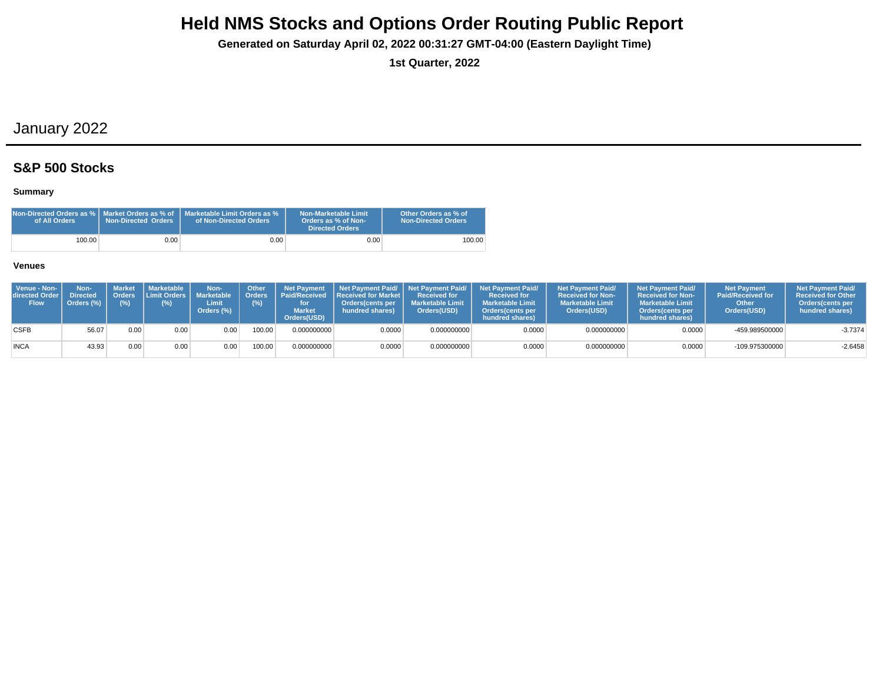# Held NMS Stocks and Options Order Routing Public Report

**Generated on Saturday April 02, 2022 00:31:27 GMT-04:00 (Eastern Daylight Time)**

**1st Quarter, 2022**

## January 2022

### S&P 500 Stocks

#### Summary

| Non-Directed Orders as % of All Orders | Market Orders as % of Non-Directed Orders | Marketable Limit Orders as % of Non-Directed Orders | Non-Marketable Limit Orders as % of Non-Directed Orders | Other Orders as % of Non-Directed Orders |
|---|---|---|---|---|
| 100.00 | 0.00 | 0.00 | 0.00 | 100.00 |

#### Venues

| Venue - Non-directed Order Flow | Non-Directed Orders (%) | Market Orders (%) | Marketable Limit Orders (%) | Non-Marketable Limit Orders (%) | Other Orders (%) | Net Payment Paid/Received for Market Orders(USD) | Net Payment Paid/ Received for Market Orders(cents per hundred shares) | Net Payment Paid/ Received for Marketable Limit Orders(USD) | Net Payment Paid/ Received for Marketable Limit Orders(cents per hundred shares) | Net Payment Paid/ Received for Non-Marketable Limit Orders(USD) | Net Payment Paid/ Received for Non-Marketable Limit Orders(cents per hundred shares) | Net Payment Paid/Received for Other Orders(USD) | Net Payment Paid/ Received for Other Orders(cents per hundred shares) |
|---|---|---|---|---|---|---|---|---|---|---|---|---|---|
| CSFB | 56.07 | 0.00 | 0.00 | 0.00 | 100.00 | 0.000000000 | 0.0000 | 0.000000000 | 0.0000 | 0.000000000 | 0.0000 | -459.989500000 | -3.7374 |
| INCA | 43.93 | 0.00 | 0.00 | 0.00 | 100.00 | 0.000000000 | 0.0000 | 0.000000000 | 0.0000 | 0.000000000 | 0.0000 | -109.975300000 | -2.6458 |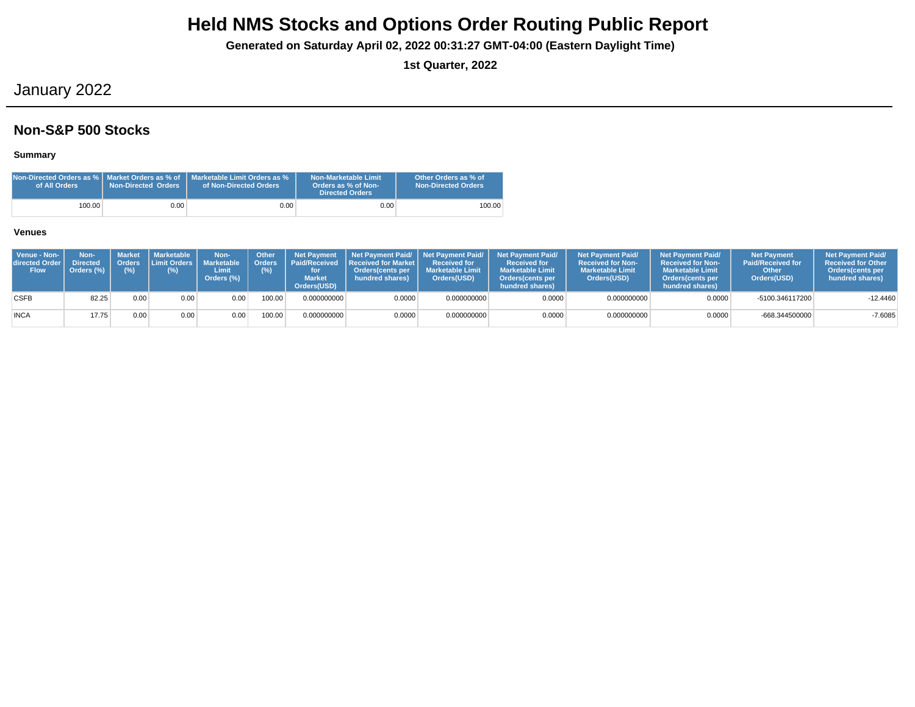# Held NMS Stocks and Options Order Routing Public Report

**Generated on Saturday April 02, 2022 00:31:27 GMT-04:00 (Eastern Daylight Time)**

**1st Quarter, 2022**

## January 2022

## Non-S&P 500 Stocks

### Summary

| Non-Directed Orders as % of All Orders | Market Orders as % of Non-Directed Orders | Marketable Limit Orders as % of Non-Directed Orders | Non-Marketable Limit Orders as % of Non-Directed Orders | Other Orders as % of Non-Directed Orders |
|---|---|---|---|---|
| 100.00 | 0.00 | 0.00 | 0.00 | 100.00 |

### Venues

| Venue - Non-directed Order Flow | Non-Directed Orders (%) | Market Orders (%) | Marketable Limit Orders (%) | Non-Marketable Limit Orders (%) | Other Orders (%) | Net Payment Paid/Received for Market Orders(USD) | Net Payment Paid/ Received for Market Orders(cents per hundred shares) | Net Payment Paid/ Received for Marketable Limit Orders(USD) | Net Payment Paid/ Received for Marketable Limit Orders(cents per hundred shares) | Net Payment Paid/ Received for Non-Marketable Limit Orders(USD) | Net Payment Paid/ Received for Non-Marketable Limit Orders(cents per hundred shares) | Net Payment Paid/Received for Other Orders(USD) | Net Payment Paid/ Received for Other Orders(cents per hundred shares) |
|---|---|---|---|---|---|---|---|---|---|---|---|---|---|
| CSFB | 82.25 | 0.00 | 0.00 | 0.00 | 100.00 | 0.000000000 | 0.0000 | 0.000000000 | 0.0000 | 0.000000000 | 0.0000 | -5100.346117200 | -12.4460 |
| INCA | 17.75 | 0.00 | 0.00 | 0.00 | 100.00 | 0.000000000 | 0.0000 | 0.000000000 | 0.0000 | 0.000000000 | 0.0000 | -668.344500000 | -7.6085 |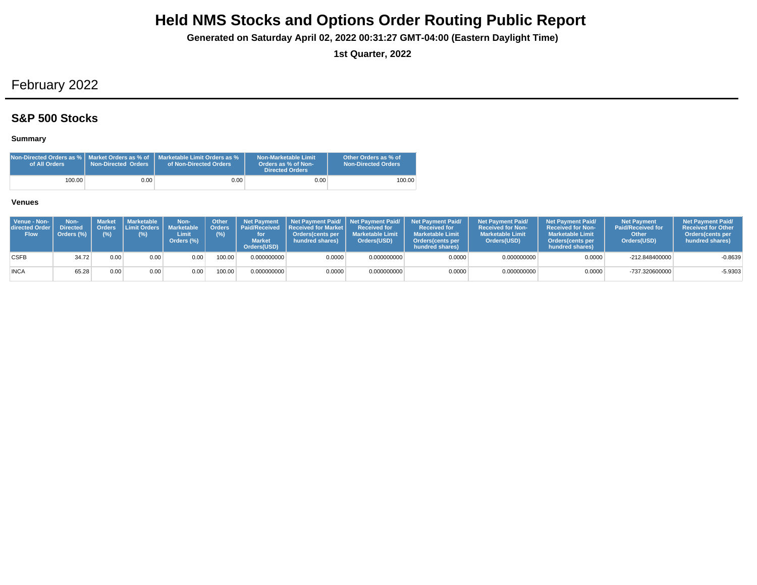# Held NMS Stocks and Options Order Routing Public Report

**Generated on Saturday April 02, 2022 00:31:27 GMT-04:00 (Eastern Daylight Time)**

**1st Quarter, 2022**

## February 2022

### S&P 500 Stocks

#### Summary

| Non-Directed Orders as % of All Orders | Market Orders as % of Non-Directed Orders | Marketable Limit Orders as % of Non-Directed Orders | Non-Marketable Limit Orders as % of Non-Directed Orders | Other Orders as % of Non-Directed Orders |
|---|---|---|---|---|
| 100.00 | 0.00 | 0.00 | 0.00 | 100.00 |

#### Venues

| Venue - Non-directed Order Flow | Non-Directed Orders (%) | Market Orders (%) | Marketable Limit Orders (%) | Non-Marketable Limit Orders (%) | Other Orders (%) | Net Payment Paid/Received for Market Orders(USD) | Net Payment Paid/ Received for Market Orders(cents per hundred shares) | Net Payment Paid/ Received for Marketable Limit Orders(USD) | Net Payment Paid/ Received for Marketable Limit Orders(cents per hundred shares) | Net Payment Paid/ Received for Non-Marketable Limit Orders(USD) | Net Payment Paid/ Received for Non-Marketable Limit Orders(cents per hundred shares) | Net Payment Paid/Received for Other Orders(USD) | Net Payment Paid/ Received for Other Orders(cents per hundred shares) |
|---|---|---|---|---|---|---|---|---|---|---|---|---|---|
| CSFB | 34.72 | 0.00 | 0.00 | 0.00 | 100.00 | 0.000000000 | 0.0000 | 0.000000000 | 0.0000 | 0.000000000 | 0.0000 | -212.848400000 | -0.8639 |
| INCA | 65.28 | 0.00 | 0.00 | 0.00 | 100.00 | 0.000000000 | 0.0000 | 0.000000000 | 0.0000 | 0.000000000 | 0.0000 | -737.320600000 | -5.9303 |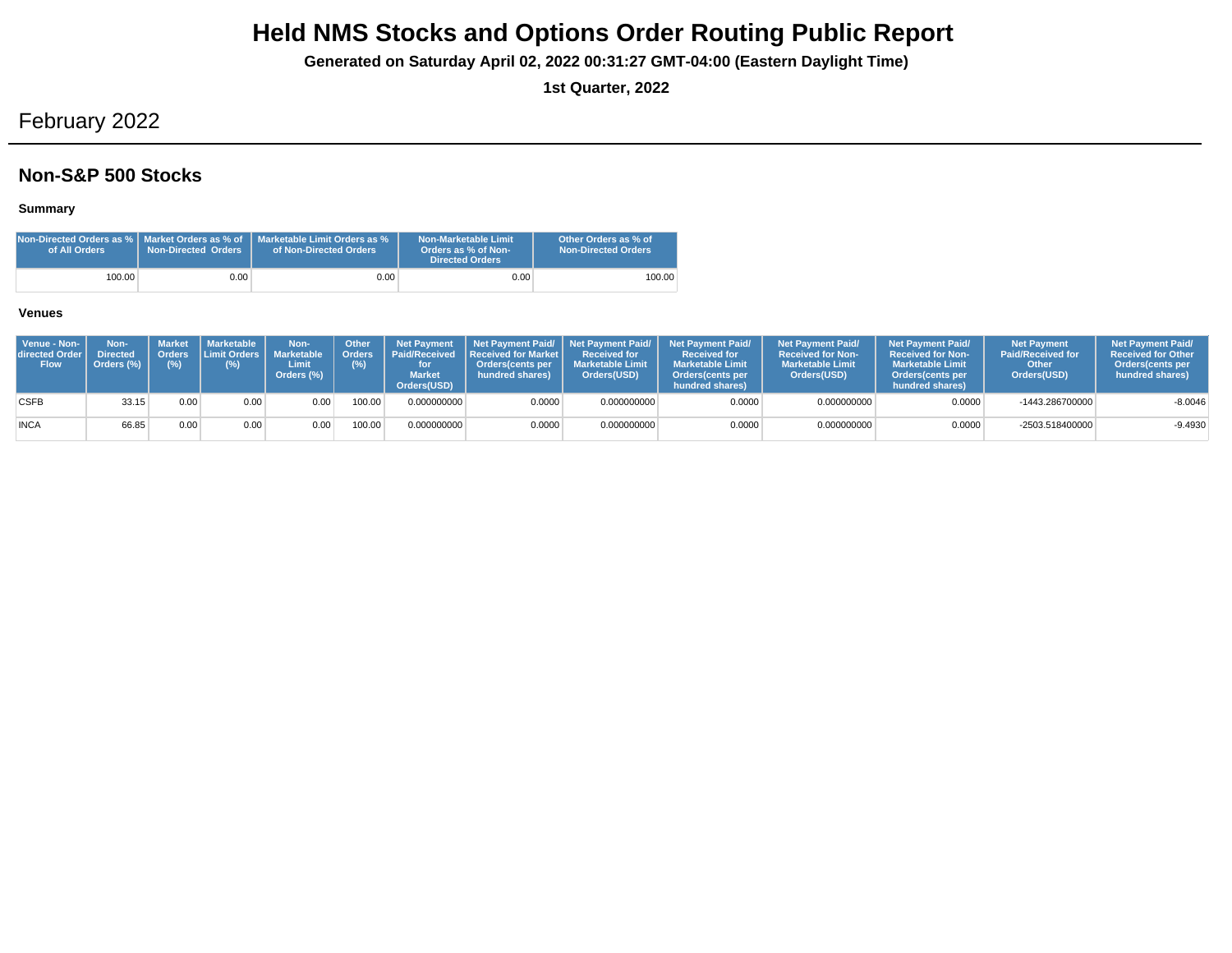# Held NMS Stocks and Options Order Routing Public Report

**Generated on Saturday April 02, 2022 00:31:27 GMT-04:00 (Eastern Daylight Time)**

**1st Quarter, 2022**

## February 2022

### Non-S&P 500 Stocks

#### Summary

| Non-Directed Orders as % of All Orders | Market Orders as % of Non-Directed Orders | Marketable Limit Orders as % of Non-Directed Orders | Non-Marketable Limit Orders as % of Non-Directed Orders | Other Orders as % of Non-Directed Orders |
|---|---|---|---|---|
| 100.00 | 0.00 | 0.00 | 0.00 | 100.00 |

#### Venues

| Venue - Non-directed Order Flow | Non-Directed Orders (%) | Market Orders (%) | Marketable Limit Orders (%) | Non-Marketable Limit Orders (%) | Other Orders (%) | Net Payment Paid/Received for Market Orders(USD) | Net Payment Paid/ Received for Market Orders(cents per hundred shares) | Net Payment Paid/ Received for Marketable Limit Orders(USD) | Net Payment Paid/ Received for Marketable Limit Orders(cents per hundred shares) | Net Payment Paid/ Received for Non-Marketable Limit Orders(USD) | Net Payment Paid/ Received for Non-Marketable Limit Orders(cents per hundred shares) | Net Payment Paid/Received for Other Orders(USD) | Net Payment Paid/ Received for Other Orders(cents per hundred shares) |
|---|---|---|---|---|---|---|---|---|---|---|---|---|---|
| CSFB | 33.15 | 0.00 | 0.00 | 0.00 | 100.00 | 0.000000000 | 0.0000 | 0.000000000 | 0.0000 | 0.000000000 | 0.0000 | -1443.286700000 | -8.0046 |
| INCA | 66.85 | 0.00 | 0.00 | 0.00 | 100.00 | 0.000000000 | 0.0000 | 0.000000000 | 0.0000 | 0.000000000 | 0.0000 | -2503.518400000 | -9.4930 |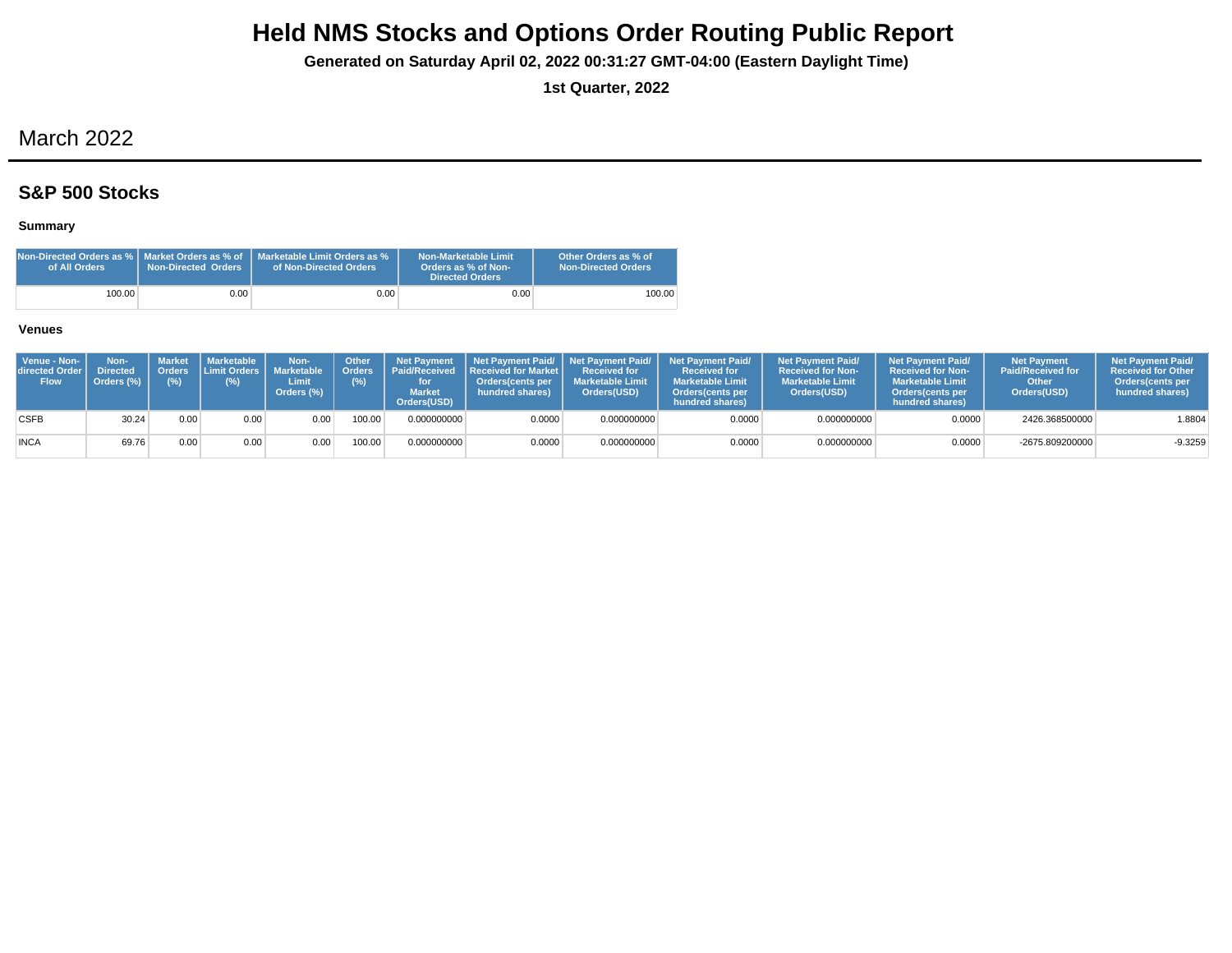# Held NMS Stocks and Options Order Routing Public Report

**Generated on Saturday April 02, 2022 00:31:27 GMT-04:00 (Eastern Daylight Time)**

**1st Quarter, 2022**

## March 2022

### S&P 500 Stocks

#### Summary

| Non-Directed Orders as % of All Orders | Market Orders as % of Non-Directed Orders | Marketable Limit Orders as % of Non-Directed Orders | Non-Marketable Limit Orders as % of Non-Directed Orders | Other Orders as % of Non-Directed Orders |
|---|---|---|---|---|
| 100.00 | 0.00 | 0.00 | 0.00 | 100.00 |

#### Venues

| Venue - Non-directed Order Flow | Non-Directed Orders (%) | Market Orders (%) | Marketable Limit Orders (%) | Non-Marketable Limit Orders (%) | Other Orders (%) | Net Payment Paid/Received for Market Orders(USD) | Net Payment Paid/ Received for Market Orders(cents per hundred shares) | Net Payment Paid/ Received for Marketable Limit Orders(USD) | Net Payment Paid/ Received for Marketable Limit Orders(cents per hundred shares) | Net Payment Paid/ Received for Non-Marketable Limit Orders(USD) | Net Payment Paid/ Received for Non-Marketable Limit Orders(cents per hundred shares) | Net Payment Paid/Received for Other Orders(USD) | Net Payment Paid/ Received for Other Orders(cents per hundred shares) |
|---|---|---|---|---|---|---|---|---|---|---|---|---|---|
| CSFB | 30.24 | 0.00 | 0.00 | 0.00 | 100.00 | 0.000000000 | 0.0000 | 0.000000000 | 0.0000 | 0.000000000 | 0.0000 | 2426.368500000 | 1.8804 |
| INCA | 69.76 | 0.00 | 0.00 | 0.00 | 100.00 | 0.000000000 | 0.0000 | 0.000000000 | 0.0000 | 0.000000000 | 0.0000 | -2675.809200000 | -9.3259 |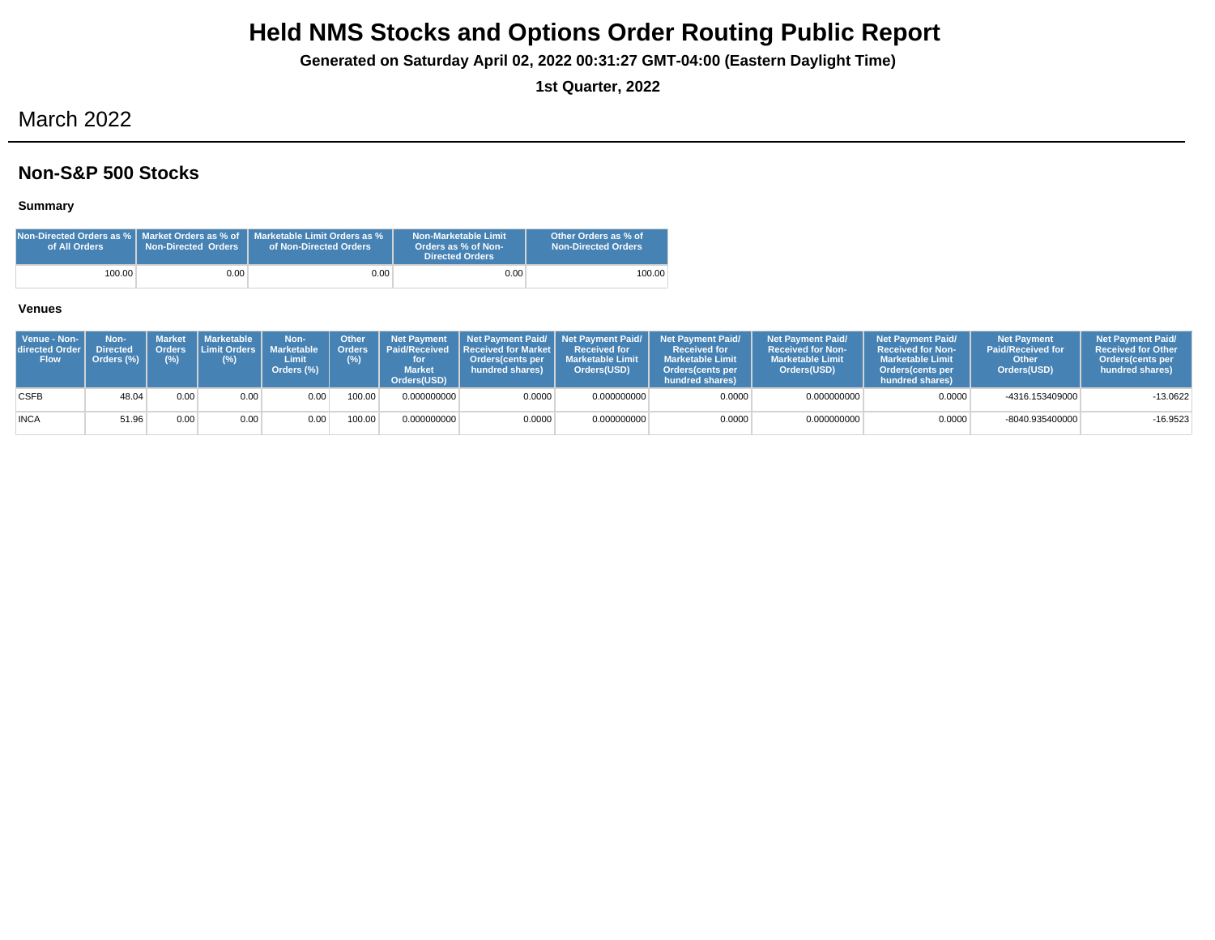# Held NMS Stocks and Options Order Routing Public Report

**Generated on Saturday April 02, 2022 00:31:27 GMT-04:00 (Eastern Daylight Time)**

**1st Quarter, 2022**

## March 2022

### Non-S&P 500 Stocks

#### Summary

| Non-Directed Orders as % of All Orders | Market Orders as % of Non-Directed Orders | Marketable Limit Orders as % of Non-Directed Orders | Non-Marketable Limit Orders as % of Non-Directed Orders | Other Orders as % of Non-Directed Orders |
|---|---|---|---|---|
| 100.00 | 0.00 | 0.00 | 0.00 | 100.00 |

#### Venues

| Venue - Non-directed Order Flow | Non-Directed Orders (%) | Market Orders (%) | Marketable Limit Orders (%) | Non-Marketable Limit Orders (%) | Other Orders (%) | Net Payment Paid/Received for Market Orders(USD) | Net Payment Paid/ Received for Market Orders(cents per hundred shares) | Net Payment Paid/ Received for Marketable Limit Orders(USD) | Net Payment Paid/ Received for Marketable Limit Orders(cents per hundred shares) | Net Payment Paid/ Received for Non-Marketable Limit Orders(USD) | Net Payment Paid/ Received for Non-Marketable Limit Orders(cents per hundred shares) | Net Payment Paid/Received for Other Orders(USD) | Net Payment Paid/ Received for Other Orders(cents per hundred shares) |
|---|---|---|---|---|---|---|---|---|---|---|---|---|---|
| CSFB | 48.04 | 0.00 | 0.00 | 0.00 | 100.00 | 0.000000000 | 0.0000 | 0.000000000 | 0.0000 | 0.000000000 | 0.0000 | -4316.153409000 | -13.0622 |
| INCA | 51.96 | 0.00 | 0.00 | 0.00 | 100.00 | 0.000000000 | 0.0000 | 0.000000000 | 0.0000 | 0.000000000 | 0.0000 | -8040.935400000 | -16.9523 |